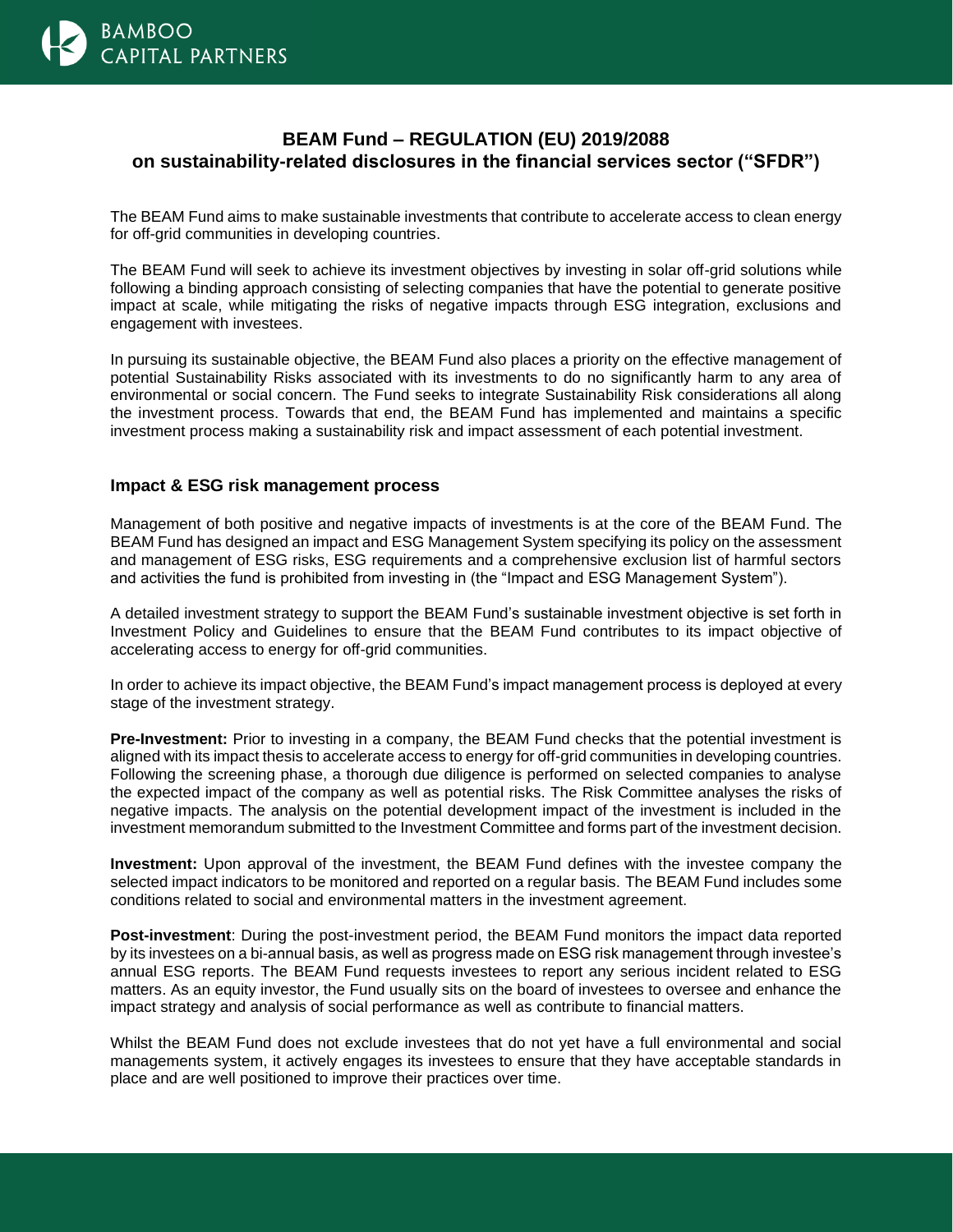# BEAM Fund – REGULATION (EU) 2019/2088 on sustainability-related disclosures in the financial services sector ("SFDR")

The BEAM Fund aims to make sustainable investments that contribute to accelerate access to clean energy for off-grid communities in developing countries.

The BEAM Fund will seek to achieve its investment objectives by investing in solar off-grid solutions while following a binding approach consisting of selecting companies that have the potential to generate positive impact at scale, while mitigating the risks of negative impacts through ESG integration, exclusions and engagement with investees.

In pursuing its sustainable objective, the BEAM Fund also places a priority on the effective management of potential Sustainability Risks associated with its investments to do no significantly harm to any area of environmental or social concern. The Fund seeks to integrate Sustainability Risk considerations all along the investment process. Towards that end, the BEAM Fund has implemented and maintains a specific investment process making a sustainability risk and impact assessment of each potential investment.

## Impact & ESG risk management process

Management of both positive and negative impacts of investments is at the core of the BEAM Fund. The BEAM Fund has designed an impact and ESG Management System specifying its policy on the assessment and management of ESG risks, ESG requirements and a comprehensive exclusion list of harmful sectors and activities the fund is prohibited from investing in (the "Impact and ESG Management System").

A detailed investment strategy to support the BEAM Fund's sustainable investment objective is set forth in Investment Policy and Guidelines to ensure that the BEAM Fund contributes to its impact objective of accelerating access to energy for off-grid communities.

In order to achieve its impact objective, the BEAM Fund's impact management process is deployed at every stage of the investment strategy.

**Pre-Investment:** Prior to investing in a company, the BEAM Fund checks that the potential investment is aligned with its impact thesis to accelerate access to energy for off-grid communities in developing countries. Following the screening phase, a thorough due diligence is performed on selected companies to analyse the expected impact of the company as well as potential risks. The Risk Committee analyses the risks of negative impacts. The analysis on the potential development impact of the investment is included in the investment memorandum submitted to the Investment Committee and forms part of the investment decision.

**Investment:** Upon approval of the investment, the BEAM Fund defines with the investee company the selected impact indicators to be monitored and reported on a regular basis. The BEAM Fund includes some conditions related to social and environmental matters in the investment agreement.

**Post-investment**: During the post-investment period, the BEAM Fund monitors the impact data reported by its investees on a bi-annual basis, as well as progress made on ESG risk management through investee's annual ESG reports. The BEAM Fund requests investees to report any serious incident related to ESG matters. As an equity investor, the Fund usually sits on the board of investees to oversee and enhance the impact strategy and analysis of social performance as well as contribute to financial matters.

Whilst the BEAM Fund does not exclude investees that do not yet have a full environmental and social managements system, it actively engages its investees to ensure that they have acceptable standards in place and are well positioned to improve their practices over time.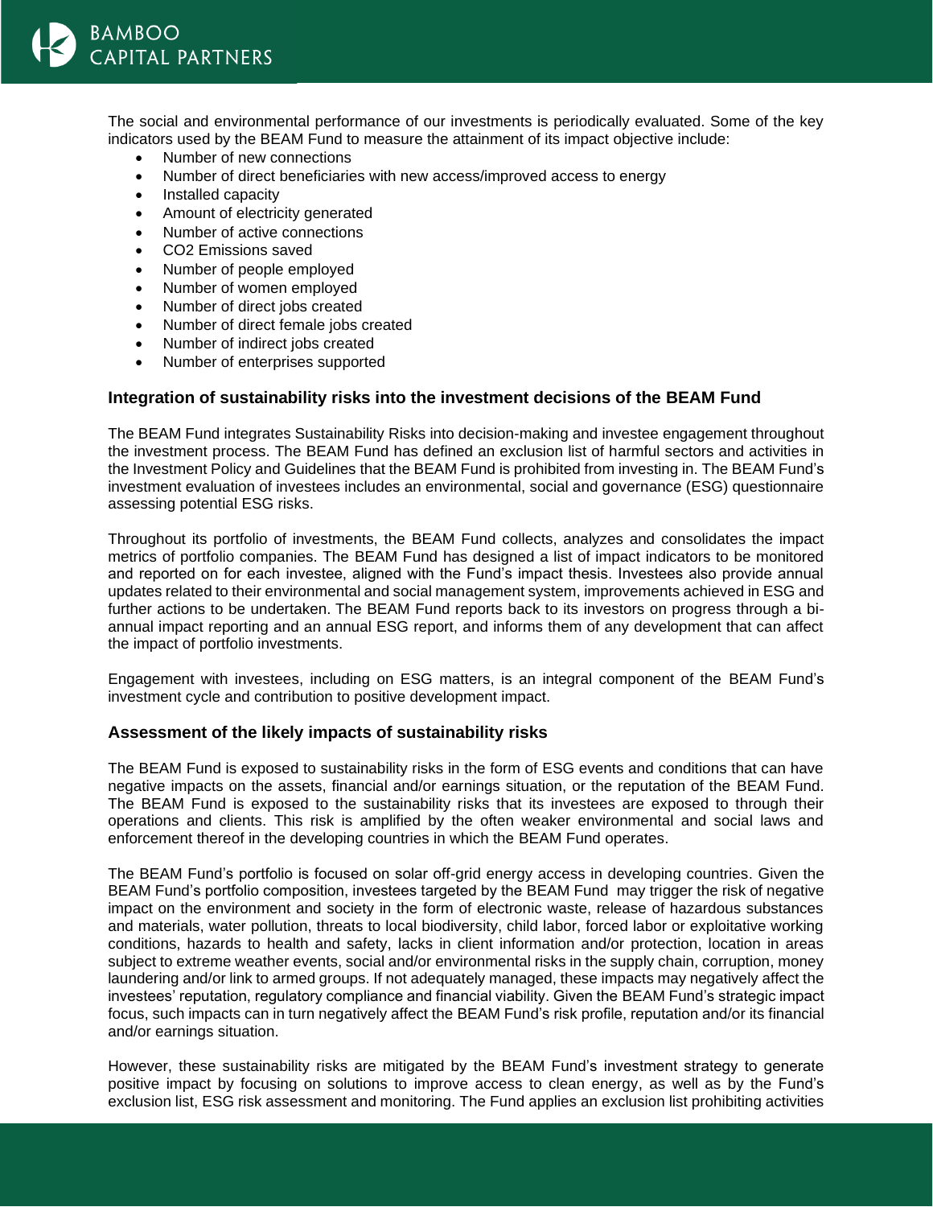The social and environmental performance of our investments is periodically evaluated. Some of the key indicators used by the BEAM Fund to measure the attainment of its impact objective include:

- Number of new connections
- Number of direct beneficiaries with new access/improved access to energy
- Installed capacity
- Amount of electricity generated
- Number of active connections
- $CO_2$ Emissions saved
- Number of people employed
- Number of women employed
- Number of direct jobs created
- Number of direct female jobs created
- Number of indirect jobs created
- Number of enterprises supported

### Integration of sustainability risks into the investment decisions of the BEAM Fund

The BEAM Fund integrates Sustainability Risks into decision-making and investee engagement throughout the investment process. The BEAM Fund has defined an exclusion list of harmful sectors and activities in the Investment Policy and Guidelines that the BEAM Fund is prohibited from investing in. The BEAM Fund's investment evaluation of investees includes an environmental, social and governance (ESG) questionnaire assessing potential ESG risks.

Throughout its portfolio of investments, the BEAM Fund collects, analyzes and consolidates the impact metrics of portfolio companies. The BEAM Fund has designed a list of impact indicators to be monitored and reported on for each investee, aligned with the Fund's impact thesis. Investees also provide annual updates related to their environmental and social management system, improvements achieved in ESG and further actions to be undertaken. The BEAM Fund reports back to its investors on progress through a bi-annual impact reporting and an annual ESG report, and informs them of any development that can affect the impact of portfolio investments.

Engagement with investees, including on ESG matters, is an integral component of the BEAM Fund's investment cycle and contribution to positive development impact.

### Assessment of the likely impacts of sustainability risks

The BEAM Fund is exposed to sustainability risks in the form of ESG events and conditions that can have negative impacts on the assets, financial and/or earnings situation, or the reputation of the BEAM Fund. The BEAM Fund is exposed to the sustainability risks that its investees are exposed to through their operations and clients. This risk is amplified by the often weaker environmental and social laws and enforcement thereof in the developing countries in which the BEAM Fund operates.

The BEAM Fund's portfolio is focused on solar off-grid energy access in developing countries. Given the BEAM Fund's portfolio composition, investees targeted by the BEAM Fund may trigger the risk of negative impact on the environment and society in the form of electronic waste, release of hazardous substances and materials, water pollution, threats to local biodiversity, child labor, forced labor or exploitative working conditions, hazards to health and safety, lacks in client information and/or protection, location in areas subject to extreme weather events, social and/or environmental risks in the supply chain, corruption, money laundering and/or link to armed groups. If not adequately managed, these impacts may negatively affect the investees' reputation, regulatory compliance and financial viability. Given the BEAM Fund's strategic impact focus, such impacts can in turn negatively affect the BEAM Fund's risk profile, reputation and/or its financial and/or earnings situation.

However, these sustainability risks are mitigated by the BEAM Fund's investment strategy to generate positive impact by focusing on solutions to improve access to clean energy, as well as by the Fund's exclusion list, ESG risk assessment and monitoring. The Fund applies an exclusion list prohibiting activities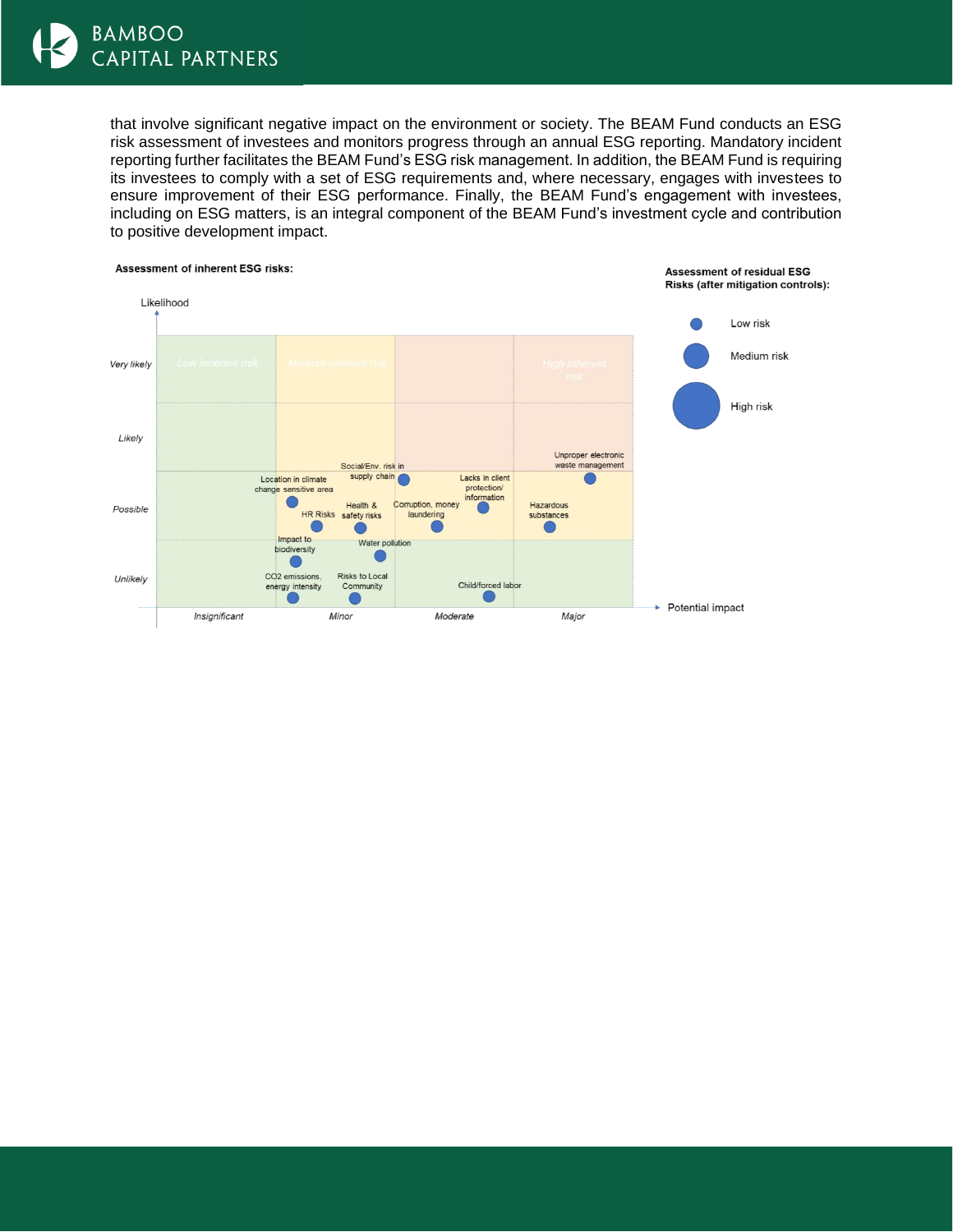that involve significant negative impact on the environment or society. The BEAM Fund conducts an ESG risk assessment of investees and monitors progress through an annual ESG reporting. Mandatory incident reporting further facilitates the BEAM Fund's ESG risk management. In addition, the BEAM Fund is requiring its investees to comply with a set of ESG requirements and, where necessary, engages with investees to ensure improvement of their ESG performance. Finally, the BEAM Fund's engagement with investees, including on ESG matters, is an integral component of the BEAM Fund's investment cycle and contribution to positive development impact.

**Assessment of inherent ESG risks:**

Likelihood

Very likely

Likely

Possible

Unlikely

Low inherent risk

Medium inherent risk

High inherent risk

Social/Env. risk in supply chain

Unproper electronic waste management

Location in climate change sensitive area

Lacks in client protection/ information

Health & safety risks

HR Risks

Corruption, money laundering

Hazardous substances

Impact to biodiversity

Water pollution

CO2 emissions, energy intensity

Risks to Local Community

Child/forced labor

Insignificant

Minor

Moderate

Major

Potential impact

**Assessment of residual ESG Risks (after mitigation controls):**

Low risk

Medium risk

High risk